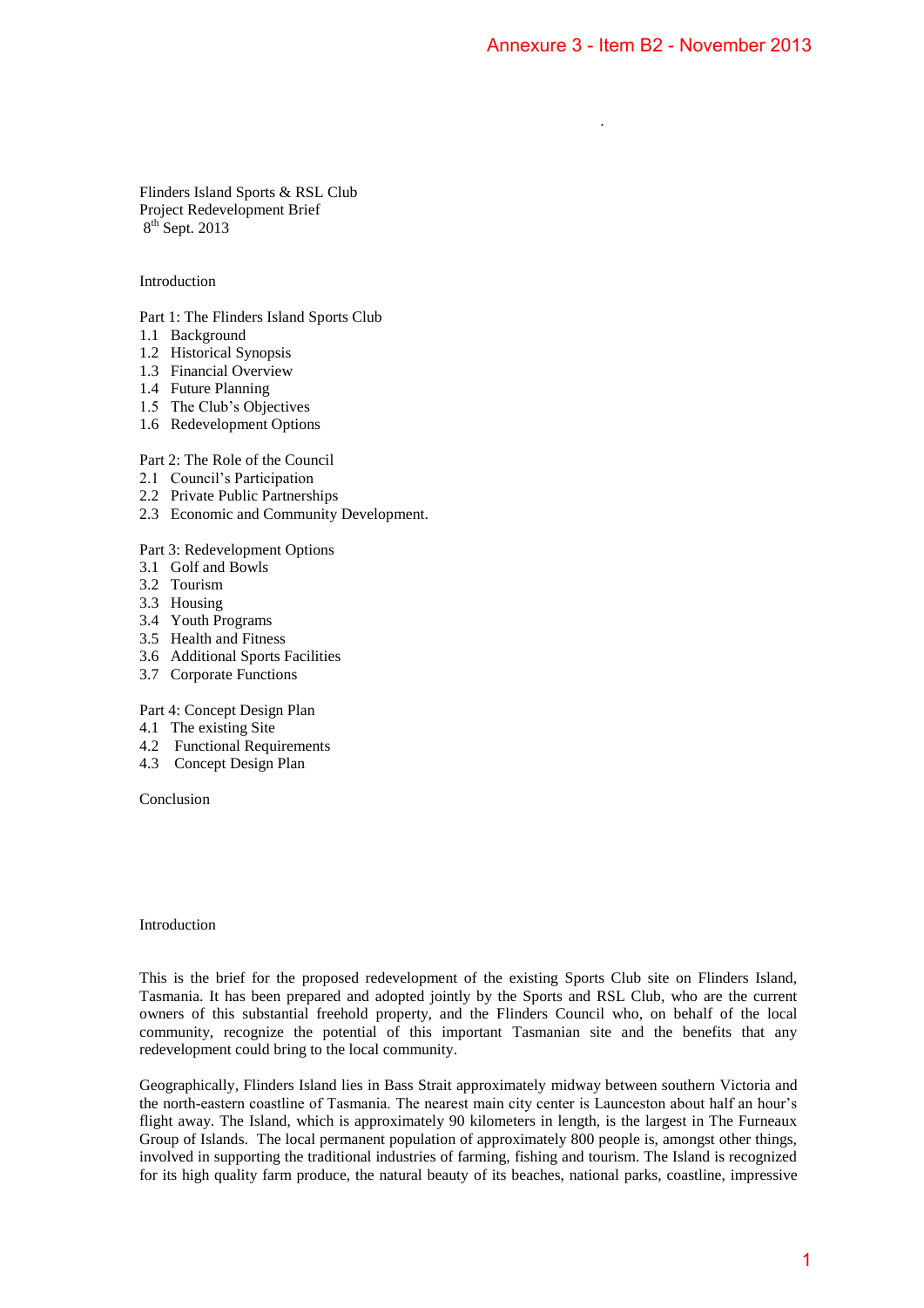Annexure 3 - Item B2 - November 2013

Flinders Island Sports & RSL Club
Project Redevelopment Brief
8th Sept. 2013

Introduction

Part 1: The Flinders Island Sports Club
1.1 Background
1.2 Historical Synopsis
1.3 Financial Overview
1.4 Future Planning
1.5 The Club's Objectives
1.6 Redevelopment Options

Part 2: The Role of the Council
2.1 Council's Participation
2.2 Private Public Partnerships
2.3 Economic and Community Development.

Part 3: Redevelopment Options
3.1 Golf and Bowls
3.2 Tourism
3.3 Housing
3.4 Youth Programs
3.5 Health and Fitness
3.6 Additional Sports Facilities
3.7 Corporate Functions

Part 4: Concept Design Plan
4.1 The existing Site
4.2 Functional Requirements
4.3 Concept Design Plan

Conclusion

## Introduction

This is the brief for the proposed redevelopment of the existing Sports Club site on Flinders Island, Tasmania. It has been prepared and adopted jointly by the Sports and RSL Club, who are the current owners of this substantial freehold property, and the Flinders Council who, on behalf of the local community, recognize the potential of this important Tasmanian site and the benefits that any redevelopment could bring to the local community.

Geographically, Flinders Island lies in Bass Strait approximately midway between southern Victoria and the north-eastern coastline of Tasmania. The nearest main city center is Launceston about half an hour's flight away. The Island, which is approximately 90 kilometers in length, is the largest in The Furneaux Group of Islands. The local permanent population of approximately 800 people is, amongst other things, involved in supporting the traditional industries of farming, fishing and tourism. The Island is recognized for its high quality farm produce, the natural beauty of its beaches, national parks, coastline, impressive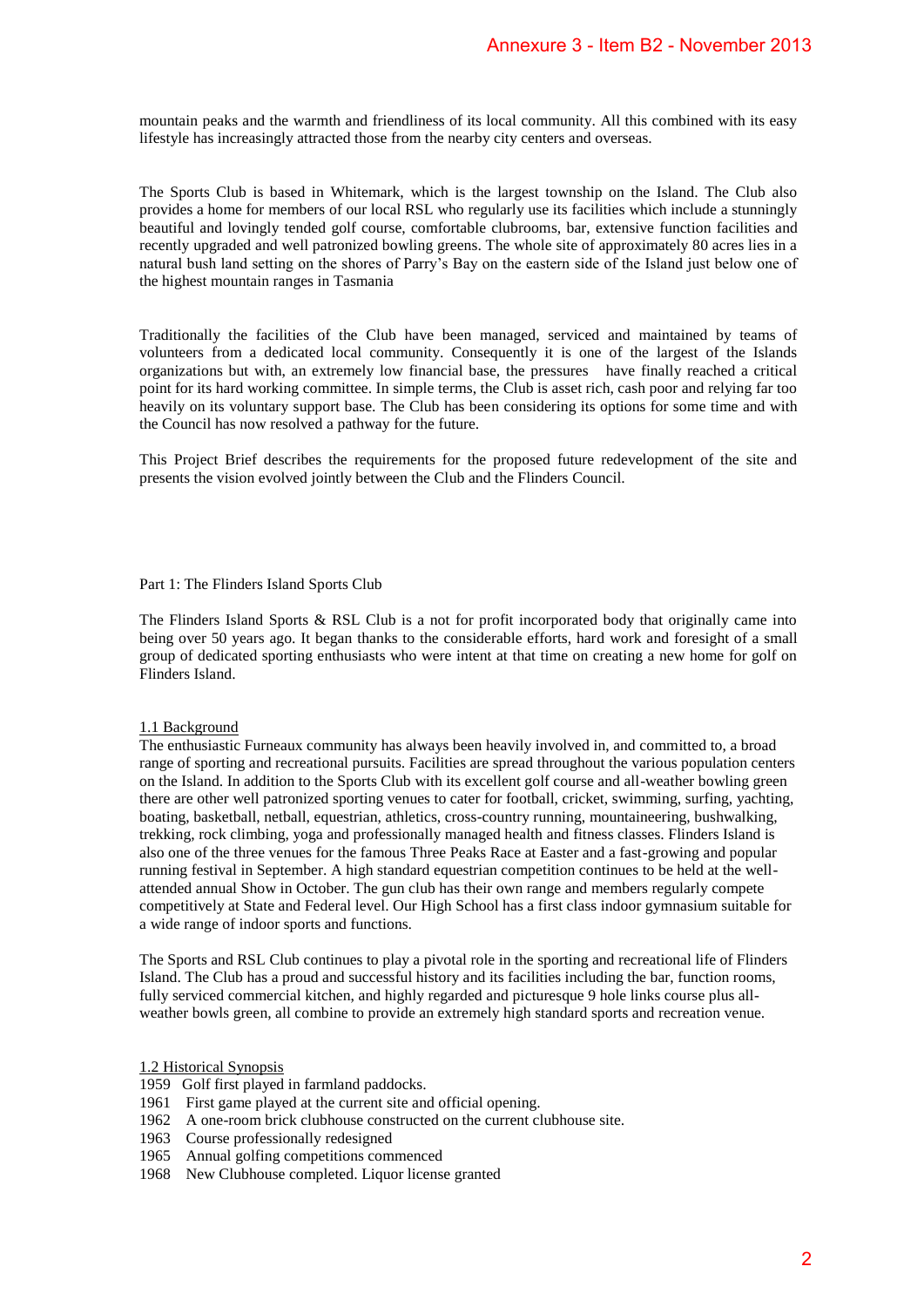mountain peaks and the warmth and friendliness of its local community. All this combined with its easy lifestyle has increasingly attracted those from the nearby city centers and overseas.

The Sports Club is based in Whitemark, which is the largest township on the Island. The Club also provides a home for members of our local RSL who regularly use its facilities which include a stunningly beautiful and lovingly tended golf course, comfortable clubrooms, bar, extensive function facilities and recently upgraded and well patronized bowling greens. The whole site of approximately 80 acres lies in a natural bush land setting on the shores of Parry's Bay on the eastern side of the Island just below one of the highest mountain ranges in Tasmania

Traditionally the facilities of the Club have been managed, serviced and maintained by teams of volunteers from a dedicated local community. Consequently it is one of the largest of the Islands organizations but with, an extremely low financial base, the pressures have finally reached a critical point for its hard working committee. In simple terms, the Club is asset rich, cash poor and relying far too heavily on its voluntary support base. The Club has been considering its options for some time and with the Council has now resolved a pathway for the future.

This Project Brief describes the requirements for the proposed future redevelopment of the site and presents the vision evolved jointly between the Club and the Flinders Council.

## Part 1: The Flinders Island Sports Club

The Flinders Island Sports & RSL Club is a not for profit incorporated body that originally came into being over 50 years ago. It began thanks to the considerable efforts, hard work and foresight of a small group of dedicated sporting enthusiasts who were intent at that time on creating a new home for golf on Flinders Island.

### 1.1 Background

The enthusiastic Furneaux community has always been heavily involved in, and committed to, a broad range of sporting and recreational pursuits. Facilities are spread throughout the various population centers on the Island. In addition to the Sports Club with its excellent golf course and all-weather bowling green there are other well patronized sporting venues to cater for football, cricket, swimming, surfing, yachting, boating, basketball, netball, equestrian, athletics, cross-country running, mountaineering, bushwalking, trekking, rock climbing, yoga and professionally managed health and fitness classes. Flinders Island is also one of the three venues for the famous Three Peaks Race at Easter and a fast-growing and popular running festival in September. A high standard equestrian competition continues to be held at the well-attended annual Show in October. The gun club has their own range and members regularly compete competitively at State and Federal level. Our High School has a first class indoor gymnasium suitable for a wide range of indoor sports and functions.

The Sports and RSL Club continues to play a pivotal role in the sporting and recreational life of Flinders Island. The Club has a proud and successful history and its facilities including the bar, function rooms, fully serviced commercial kitchen, and highly regarded and picturesque 9 hole links course plus all-weather bowls green, all combine to provide an extremely high standard sports and recreation venue.

### 1.2 Historical Synopsis

- 1959 Golf first played in farmland paddocks.
- 1961 First game played at the current site and official opening.
- 1962 A one-room brick clubhouse constructed on the current clubhouse site.
- 1963 Course professionally redesigned
- 1965 Annual golfing competitions commenced
- 1968 New Clubhouse completed. Liquor license granted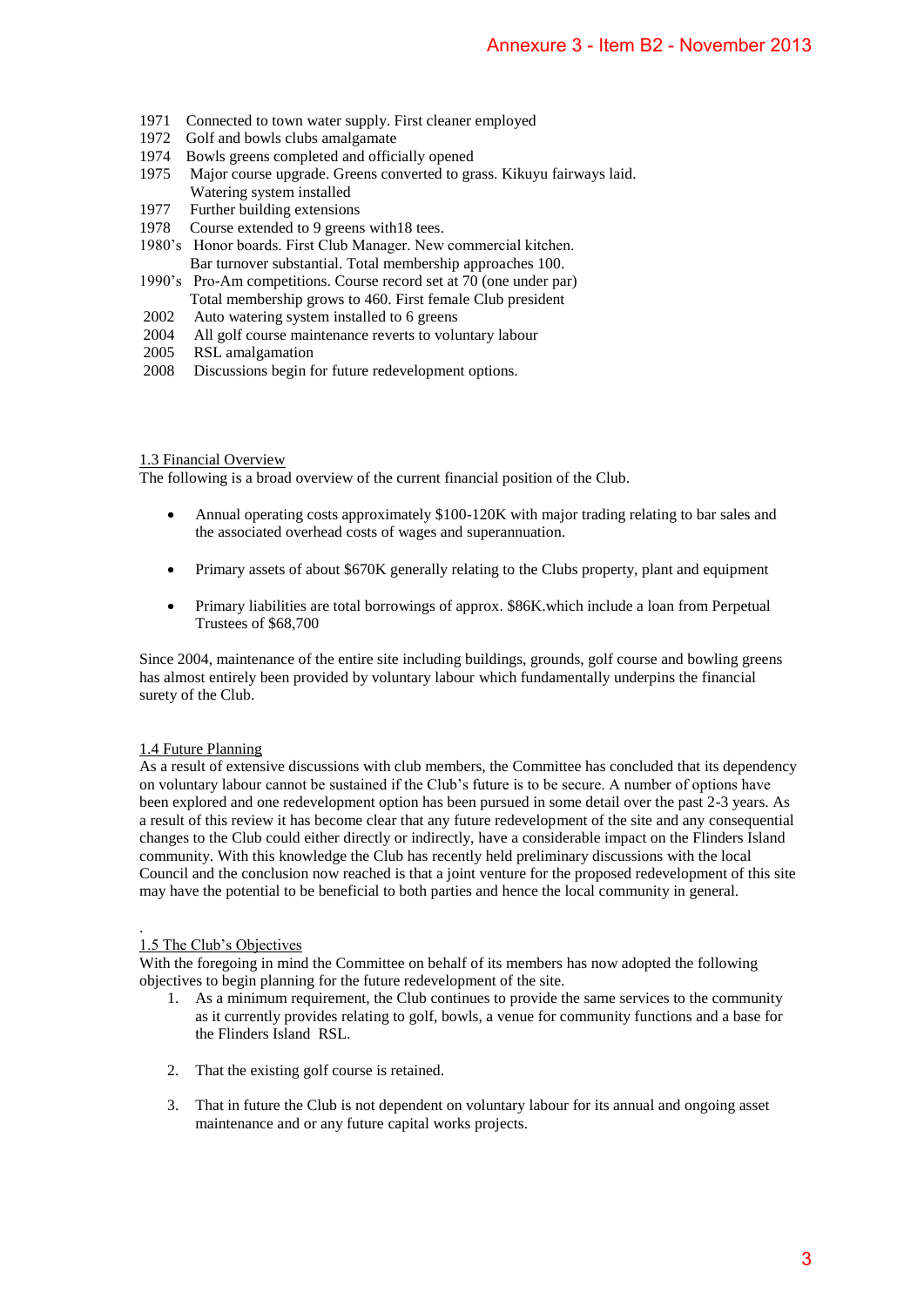1971 Connected to town water supply. First cleaner employed
1972 Golf and bowls clubs amalgamate
1974 Bowls greens completed and officially opened
1975 Major course upgrade. Greens converted to grass. Kikuyu fairways laid. Watering system installed
1977 Further building extensions
1978 Course extended to 9 greens with18 tees.
1980's Honor boards. First Club Manager. New commercial kitchen. Bar turnover substantial. Total membership approaches 100.
1990's Pro-Am competitions. Course record set at 70 (one under par) Total membership grows to 460. First female Club president
2002 Auto watering system installed to 6 greens
2004 All golf course maintenance reverts to voluntary labour
2005 RSL amalgamation
2008 Discussions begin for future redevelopment options.

1.3 Financial Overview

The following is a broad overview of the current financial position of the Club.

- Annual operating costs approximately $100-120K with major trading relating to bar sales and the associated overhead costs of wages and superannuation.
- Primary assets of about $670K generally relating to the Clubs property, plant and equipment
- Primary liabilities are total borrowings of approx. $86K.which include a loan from Perpetual Trustees of $68,700

Since 2004, maintenance of the entire site including buildings, grounds, golf course and bowling greens has almost entirely been provided by voluntary labour which fundamentally underpins the financial surety of the Club.

1.4 Future Planning

As a result of extensive discussions with club members, the Committee has concluded that its dependency on voluntary labour cannot be sustained if the Club's future is to be secure. A number of options have been explored and one redevelopment option has been pursued in some detail over the past 2-3 years. As a result of this review it has become clear that any future redevelopment of the site and any consequential changes to the Club could either directly or indirectly, have a considerable impact on the Flinders Island community. With this knowledge the Club has recently held preliminary discussions with the local Council and the conclusion now reached is that a joint venture for the proposed redevelopment of this site may have the potential to be beneficial to both parties and hence the local community in general.

1.5 The Club's Objectives

With the foregoing in mind the Committee on behalf of its members has now adopted the following objectives to begin planning for the future redevelopment of the site.

1. As a minimum requirement, the Club continues to provide the same services to the community as it currently provides relating to golf, bowls, a venue for community functions and a base for the Flinders Island RSL.
2. That the existing golf course is retained.
3. That in future the Club is not dependent on voluntary labour for its annual and ongoing asset maintenance and or any future capital works projects.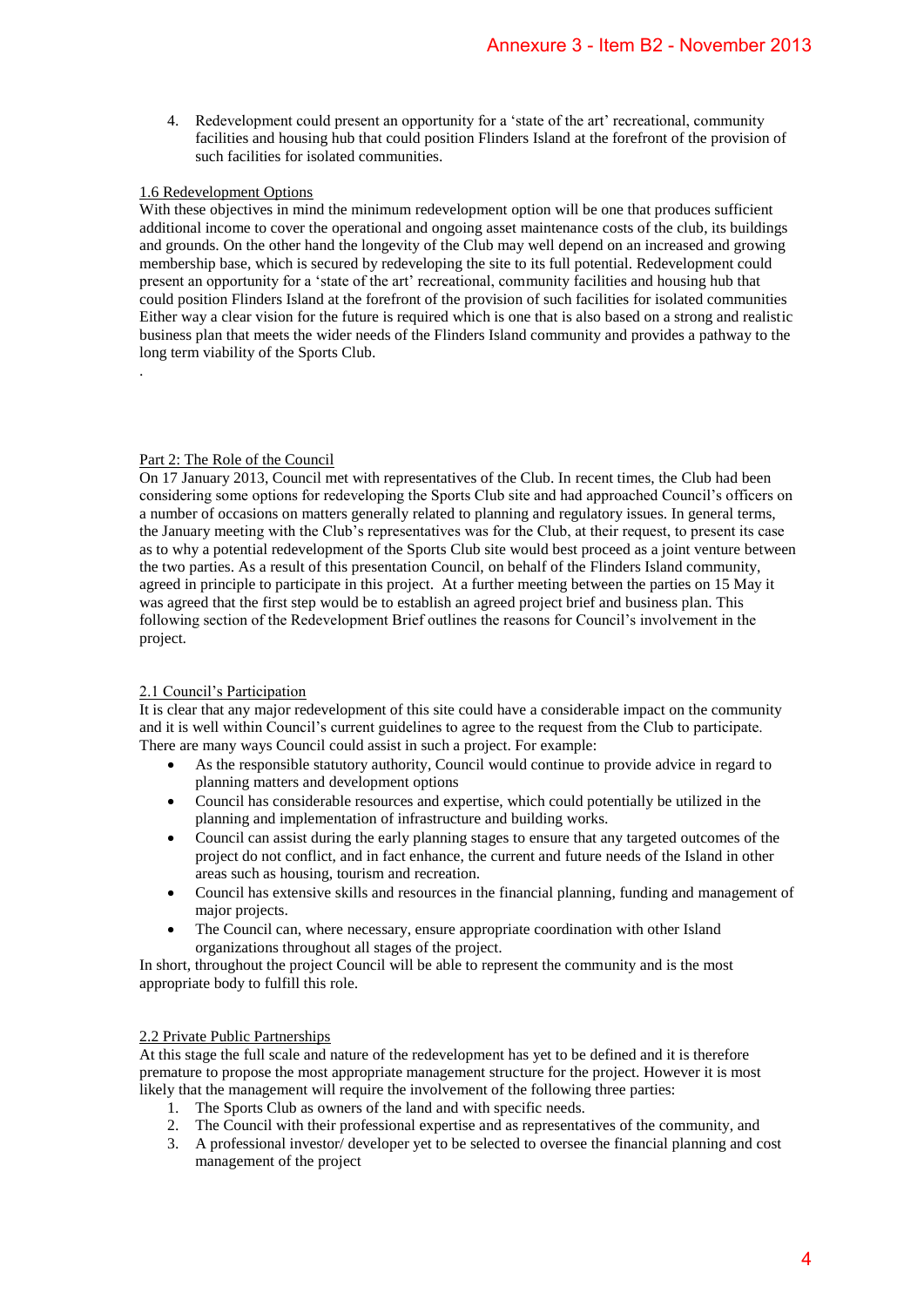4. Redevelopment could present an opportunity for a 'state of the art' recreational, community facilities and housing hub that could position Flinders Island at the forefront of the provision of such facilities for isolated communities.

### 1.6 Redevelopment Options

With these objectives in mind the minimum redevelopment option will be one that produces sufficient additional income to cover the operational and ongoing asset maintenance costs of the club, its buildings and grounds. On the other hand the longevity of the Club may well depend on an increased and growing membership base, which is secured by redeveloping the site to its full potential. Redevelopment could present an opportunity for a 'state of the art' recreational, community facilities and housing hub that could position Flinders Island at the forefront of the provision of such facilities for isolated communities Either way a clear vision for the future is required which is one that is also based on a strong and realistic business plan that meets the wider needs of the Flinders Island community and provides a pathway to the long term viability of the Sports Club.

.

## Part 2: The Role of the Council

On 17 January 2013, Council met with representatives of the Club. In recent times, the Club had been considering some options for redeveloping the Sports Club site and had approached Council's officers on a number of occasions on matters generally related to planning and regulatory issues. In general terms, the January meeting with the Club's representatives was for the Club, at their request, to present its case as to why a potential redevelopment of the Sports Club site would best proceed as a joint venture between the two parties. As a result of this presentation Council, on behalf of the Flinders Island community, agreed in principle to participate in this project. At a further meeting between the parties on 15 May it was agreed that the first step would be to establish an agreed project brief and business plan. This following section of the Redevelopment Brief outlines the reasons for Council's involvement in the project.

### 2.1 Council's Participation

It is clear that any major redevelopment of this site could have a considerable impact on the community and it is well within Council's current guidelines to agree to the request from the Club to participate. There are many ways Council could assist in such a project. For example:

- As the responsible statutory authority, Council would continue to provide advice in regard to planning matters and development options
- Council has considerable resources and expertise, which could potentially be utilized in the planning and implementation of infrastructure and building works.
- Council can assist during the early planning stages to ensure that any targeted outcomes of the project do not conflict, and in fact enhance, the current and future needs of the Island in other areas such as housing, tourism and recreation.
- Council has extensive skills and resources in the financial planning, funding and management of major projects.
- The Council can, where necessary, ensure appropriate coordination with other Island organizations throughout all stages of the project.

In short, throughout the project Council will be able to represent the community and is the most appropriate body to fulfill this role.

### 2.2 Private Public Partnerships

At this stage the full scale and nature of the redevelopment has yet to be defined and it is therefore premature to propose the most appropriate management structure for the project. However it is most likely that the management will require the involvement of the following three parties:

1. The Sports Club as owners of the land and with specific needs.
2. The Council with their professional expertise and as representatives of the community, and
3. A professional investor/ developer yet to be selected to oversee the financial planning and cost management of the project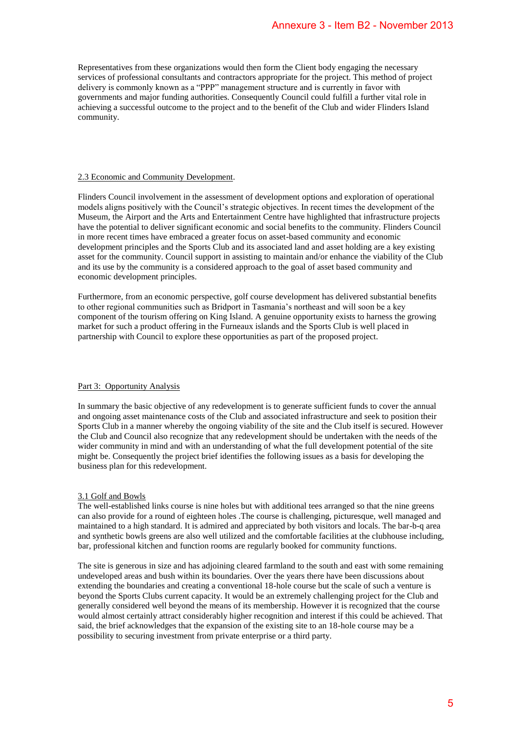Representatives from these organizations would then form the Client body engaging the necessary services of professional consultants and contractors appropriate for the project. This method of project delivery is commonly known as a "PPP" management structure and is currently in favor with governments and major funding authorities. Consequently Council could fulfill a further vital role in achieving a successful outcome to the project and to the benefit of the Club and wider Flinders Island community.

## 2.3 Economic and Community Development.

Flinders Council involvement in the assessment of development options and exploration of operational models aligns positively with the Council's strategic objectives. In recent times the development of the Museum, the Airport and the Arts and Entertainment Centre have highlighted that infrastructure projects have the potential to deliver significant economic and social benefits to the community. Flinders Council in more recent times have embraced a greater focus on asset-based community and economic development principles and the Sports Club and its associated land and asset holding are a key existing asset for the community. Council support in assisting to maintain and/or enhance the viability of the Club and its use by the community is a considered approach to the goal of asset based community and economic development principles.

Furthermore, from an economic perspective, golf course development has delivered substantial benefits to other regional communities such as Bridport in Tasmania's northeast and will soon be a key component of the tourism offering on King Island. A genuine opportunity exists to harness the growing market for such a product offering in the Furneaux islands and the Sports Club is well placed in partnership with Council to explore these opportunities as part of the proposed project.

# Part 3: Opportunity Analysis

In summary the basic objective of any redevelopment is to generate sufficient funds to cover the annual and ongoing asset maintenance costs of the Club and associated infrastructure and seek to position their Sports Club in a manner whereby the ongoing viability of the site and the Club itself is secured. However the Club and Council also recognize that any redevelopment should be undertaken with the needs of the wider community in mind and with an understanding of what the full development potential of the site might be. Consequently the project brief identifies the following issues as a basis for developing the business plan for this redevelopment.

## 3.1 Golf and Bowls

The well-established links course is nine holes but with additional tees arranged so that the nine greens can also provide for a round of eighteen holes .The course is challenging, picturesque, well managed and maintained to a high standard. It is admired and appreciated by both visitors and locals. The bar-b-q area and synthetic bowls greens are also well utilized and the comfortable facilities at the clubhouse including, bar, professional kitchen and function rooms are regularly booked for community functions.

The site is generous in size and has adjoining cleared farmland to the south and east with some remaining undeveloped areas and bush within its boundaries. Over the years there have been discussions about extending the boundaries and creating a conventional 18-hole course but the scale of such a venture is beyond the Sports Clubs current capacity. It would be an extremely challenging project for the Club and generally considered well beyond the means of its membership. However it is recognized that the course would almost certainly attract considerably higher recognition and interest if this could be achieved. That said, the brief acknowledges that the expansion of the existing site to an 18-hole course may be a possibility to securing investment from private enterprise or a third party.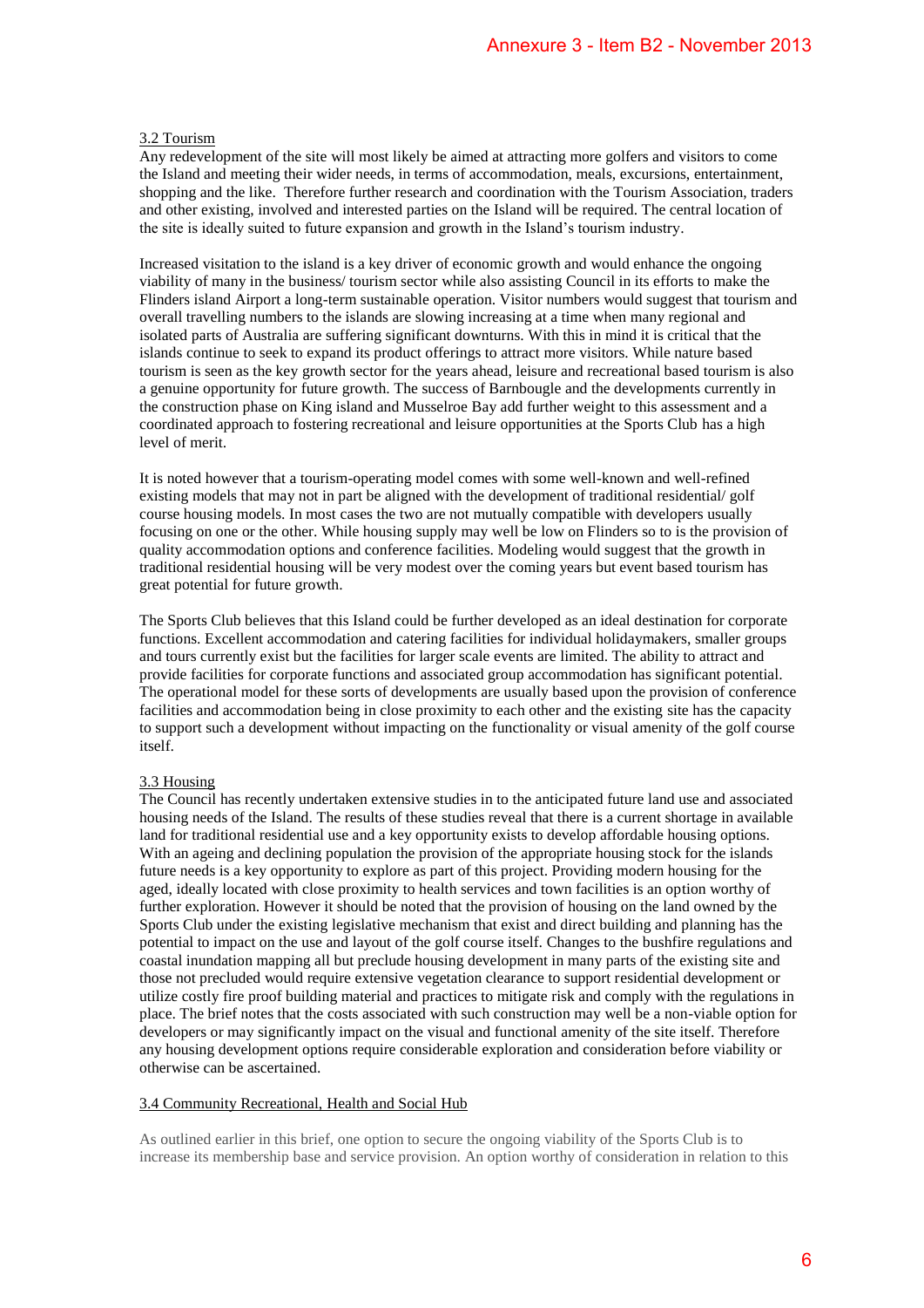### 3.2 Tourism

Any redevelopment of the site will most likely be aimed at attracting more golfers and visitors to come the Island and meeting their wider needs, in terms of accommodation, meals, excursions, entertainment, shopping and the like. Therefore further research and coordination with the Tourism Association, traders and other existing, involved and interested parties on the Island will be required. The central location of the site is ideally suited to future expansion and growth in the Island's tourism industry.

Increased visitation to the island is a key driver of economic growth and would enhance the ongoing viability of many in the business/ tourism sector while also assisting Council in its efforts to make the Flinders island Airport a long-term sustainable operation. Visitor numbers would suggest that tourism and overall travelling numbers to the islands are slowing increasing at a time when many regional and isolated parts of Australia are suffering significant downturns. With this in mind it is critical that the islands continue to seek to expand its product offerings to attract more visitors. While nature based tourism is seen as the key growth sector for the years ahead, leisure and recreational based tourism is also a genuine opportunity for future growth. The success of Barnbougle and the developments currently in the construction phase on King island and Musselroe Bay add further weight to this assessment and a coordinated approach to fostering recreational and leisure opportunities at the Sports Club has a high level of merit.

It is noted however that a tourism-operating model comes with some well-known and well-refined existing models that may not in part be aligned with the development of traditional residential/ golf course housing models. In most cases the two are not mutually compatible with developers usually focusing on one or the other. While housing supply may well be low on Flinders so to is the provision of quality accommodation options and conference facilities. Modeling would suggest that the growth in traditional residential housing will be very modest over the coming years but event based tourism has great potential for future growth.

The Sports Club believes that this Island could be further developed as an ideal destination for corporate functions. Excellent accommodation and catering facilities for individual holidaymakers, smaller groups and tours currently exist but the facilities for larger scale events are limited. The ability to attract and provide facilities for corporate functions and associated group accommodation has significant potential. The operational model for these sorts of developments are usually based upon the provision of conference facilities and accommodation being in close proximity to each other and the existing site has the capacity to support such a development without impacting on the functionality or visual amenity of the golf course itself.

### 3.3 Housing

The Council has recently undertaken extensive studies in to the anticipated future land use and associated housing needs of the Island. The results of these studies reveal that there is a current shortage in available land for traditional residential use and a key opportunity exists to develop affordable housing options. With an ageing and declining population the provision of the appropriate housing stock for the islands future needs is a key opportunity to explore as part of this project. Providing modern housing for the aged, ideally located with close proximity to health services and town facilities is an option worthy of further exploration. However it should be noted that the provision of housing on the land owned by the Sports Club under the existing legislative mechanism that exist and direct building and planning has the potential to impact on the use and layout of the golf course itself. Changes to the bushfire regulations and coastal inundation mapping all but preclude housing development in many parts of the existing site and those not precluded would require extensive vegetation clearance to support residential development or utilize costly fire proof building material and practices to mitigate risk and comply with the regulations in place. The brief notes that the costs associated with such construction may well be a non-viable option for developers or may significantly impact on the visual and functional amenity of the site itself. Therefore any housing development options require considerable exploration and consideration before viability or otherwise can be ascertained.

### 3.4 Community Recreational, Health and Social Hub

As outlined earlier in this brief, one option to secure the ongoing viability of the Sports Club is to increase its membership base and service provision. An option worthy of consideration in relation to this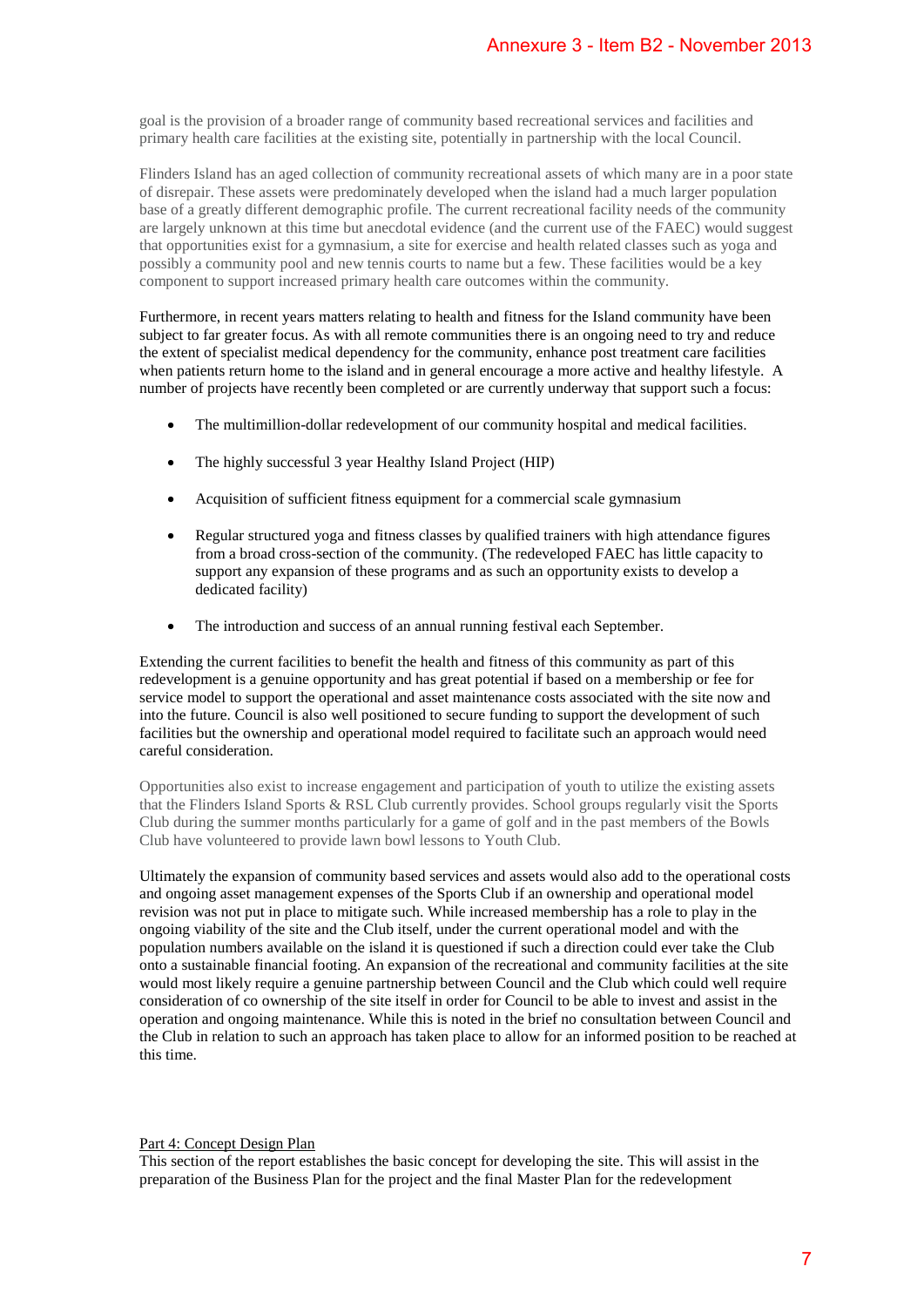goal is the provision of a broader range of community based recreational services and facilities and primary health care facilities at the existing site, potentially in partnership with the local Council.

Flinders Island has an aged collection of community recreational assets of which many are in a poor state of disrepair. These assets were predominately developed when the island had a much larger population base of a greatly different demographic profile. The current recreational facility needs of the community are largely unknown at this time but anecdotal evidence (and the current use of the FAEC) would suggest that opportunities exist for a gymnasium, a site for exercise and health related classes such as yoga and possibly a community pool and new tennis courts to name but a few. These facilities would be a key component to support increased primary health care outcomes within the community.

Furthermore, in recent years matters relating to health and fitness for the Island community have been subject to far greater focus. As with all remote communities there is an ongoing need to try and reduce the extent of specialist medical dependency for the community, enhance post treatment care facilities when patients return home to the island and in general encourage a more active and healthy lifestyle. A number of projects have recently been completed or are currently underway that support such a focus:

- The multimillion-dollar redevelopment of our community hospital and medical facilities.
- The highly successful 3 year Healthy Island Project (HIP)
- Acquisition of sufficient fitness equipment for a commercial scale gymnasium
- Regular structured yoga and fitness classes by qualified trainers with high attendance figures from a broad cross-section of the community. (The redeveloped FAEC has little capacity to support any expansion of these programs and as such an opportunity exists to develop a dedicated facility)
- The introduction and success of an annual running festival each September.

Extending the current facilities to benefit the health and fitness of this community as part of this redevelopment is a genuine opportunity and has great potential if based on a membership or fee for service model to support the operational and asset maintenance costs associated with the site now and into the future. Council is also well positioned to secure funding to support the development of such facilities but the ownership and operational model required to facilitate such an approach would need careful consideration.

Opportunities also exist to increase engagement and participation of youth to utilize the existing assets that the Flinders Island Sports & RSL Club currently provides. School groups regularly visit the Sports Club during the summer months particularly for a game of golf and in the past members of the Bowls Club have volunteered to provide lawn bowl lessons to Youth Club.

Ultimately the expansion of community based services and assets would also add to the operational costs and ongoing asset management expenses of the Sports Club if an ownership and operational model revision was not put in place to mitigate such. While increased membership has a role to play in the ongoing viability of the site and the Club itself, under the current operational model and with the population numbers available on the island it is questioned if such a direction could ever take the Club onto a sustainable financial footing. An expansion of the recreational and community facilities at the site would most likely require a genuine partnership between Council and the Club which could well require consideration of co ownership of the site itself in order for Council to be able to invest and assist in the operation and ongoing maintenance. While this is noted in the brief no consultation between Council and the Club in relation to such an approach has taken place to allow for an informed position to be reached at this time.

<u>Part 4: Concept Design Plan</u>

This section of the report establishes the basic concept for developing the site. This will assist in the preparation of the Business Plan for the project and the final Master Plan for the redevelopment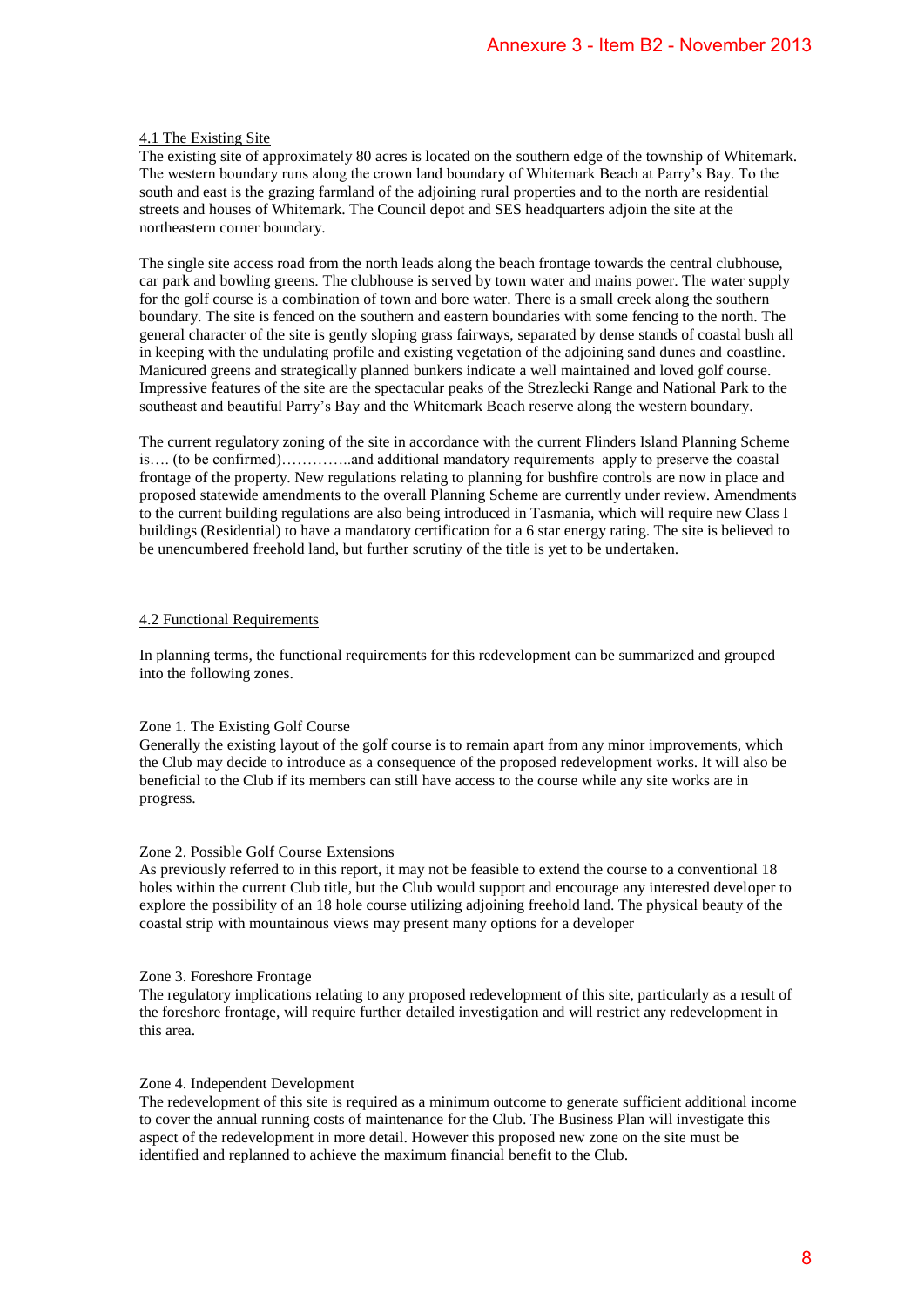## 4.1 The Existing Site

The existing site of approximately 80 acres is located on the southern edge of the township of Whitemark. The western boundary runs along the crown land boundary of Whitemark Beach at Parry's Bay. To the south and east is the grazing farmland of the adjoining rural properties and to the north are residential streets and houses of Whitemark. The Council depot and SES headquarters adjoin the site at the northeastern corner boundary.

The single site access road from the north leads along the beach frontage towards the central clubhouse, car park and bowling greens. The clubhouse is served by town water and mains power. The water supply for the golf course is a combination of town and bore water. There is a small creek along the southern boundary. The site is fenced on the southern and eastern boundaries with some fencing to the north. The general character of the site is gently sloping grass fairways, separated by dense stands of coastal bush all in keeping with the undulating profile and existing vegetation of the adjoining sand dunes and coastline. Manicured greens and strategically planned bunkers indicate a well maintained and loved golf course. Impressive features of the site are the spectacular peaks of the Strezlecki Range and National Park to the southeast and beautiful Parry's Bay and the Whitemark Beach reserve along the western boundary.

The current regulatory zoning of the site in accordance with the current Flinders Island Planning Scheme is…. (to be confirmed)…………..and additional mandatory requirements apply to preserve the coastal frontage of the property. New regulations relating to planning for bushfire controls are now in place and proposed statewide amendments to the overall Planning Scheme are currently under review. Amendments to the current building regulations are also being introduced in Tasmania, which will require new Class I buildings (Residential) to have a mandatory certification for a 6 star energy rating. The site is believed to be unencumbered freehold land, but further scrutiny of the title is yet to be undertaken.

## 4.2 Functional Requirements

In planning terms, the functional requirements for this redevelopment can be summarized and grouped into the following zones.

### Zone 1. The Existing Golf Course

Generally the existing layout of the golf course is to remain apart from any minor improvements, which the Club may decide to introduce as a consequence of the proposed redevelopment works. It will also be beneficial to the Club if its members can still have access to the course while any site works are in progress.

### Zone 2. Possible Golf Course Extensions

As previously referred to in this report, it may not be feasible to extend the course to a conventional 18 holes within the current Club title, but the Club would support and encourage any interested developer to explore the possibility of an 18 hole course utilizing adjoining freehold land. The physical beauty of the coastal strip with mountainous views may present many options for a developer

### Zone 3. Foreshore Frontage

The regulatory implications relating to any proposed redevelopment of this site, particularly as a result of the foreshore frontage, will require further detailed investigation and will restrict any redevelopment in this area.

### Zone 4. Independent Development

The redevelopment of this site is required as a minimum outcome to generate sufficient additional income to cover the annual running costs of maintenance for the Club. The Business Plan will investigate this aspect of the redevelopment in more detail. However this proposed new zone on the site must be identified and replanned to achieve the maximum financial benefit to the Club.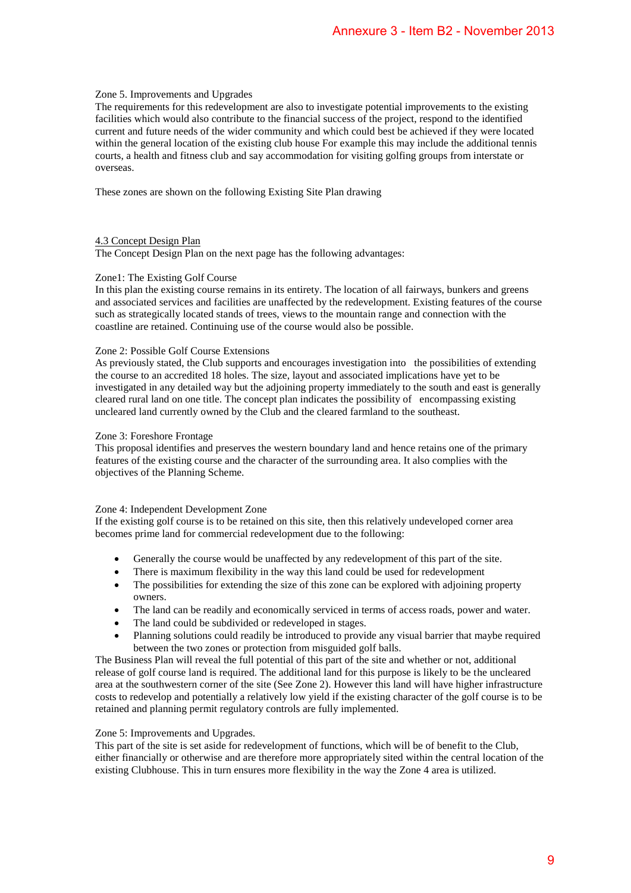Zone 5. Improvements and Upgrades

The requirements for this redevelopment are also to investigate potential improvements to the existing facilities which would also contribute to the financial success of the project, respond to the identified current and future needs of the wider community and which could best be achieved if they were located within the general location of the existing club house For example this may include the additional tennis courts, a health and fitness club and say accommodation for visiting golfing groups from interstate or overseas.

These zones are shown on the following Existing Site Plan drawing

4.3 Concept Design Plan

The Concept Design Plan on the next page has the following advantages:

Zone1: The Existing Golf Course

In this plan the existing course remains in its entirety. The location of all fairways, bunkers and greens and associated services and facilities are unaffected by the redevelopment. Existing features of the course such as strategically located stands of trees, views to the mountain range and connection with the coastline are retained. Continuing use of the course would also be possible.

Zone 2: Possible Golf Course Extensions

As previously stated, the Club supports and encourages investigation into the possibilities of extending the course to an accredited 18 holes. The size, layout and associated implications have yet to be investigated in any detailed way but the adjoining property immediately to the south and east is generally cleared rural land on one title. The concept plan indicates the possibility of encompassing existing uncleared land currently owned by the Club and the cleared farmland to the southeast.

Zone 3: Foreshore Frontage

This proposal identifies and preserves the western boundary land and hence retains one of the primary features of the existing course and the character of the surrounding area. It also complies with the objectives of the Planning Scheme.

Zone 4: Independent Development Zone

If the existing golf course is to be retained on this site, then this relatively undeveloped corner area becomes prime land for commercial redevelopment due to the following:

- Generally the course would be unaffected by any redevelopment of this part of the site.
- There is maximum flexibility in the way this land could be used for redevelopment
- The possibilities for extending the size of this zone can be explored with adjoining property owners.
- The land can be readily and economically serviced in terms of access roads, power and water.
- The land could be subdivided or redeveloped in stages.
- Planning solutions could readily be introduced to provide any visual barrier that maybe required between the two zones or protection from misguided golf balls.

The Business Plan will reveal the full potential of this part of the site and whether or not, additional release of golf course land is required. The additional land for this purpose is likely to be the uncleared area at the southwestern corner of the site (See Zone 2). However this land will have higher infrastructure costs to redevelop and potentially a relatively low yield if the existing character of the golf course is to be retained and planning permit regulatory controls are fully implemented.

Zone 5: Improvements and Upgrades.

This part of the site is set aside for redevelopment of functions, which will be of benefit to the Club, either financially or otherwise and are therefore more appropriately sited within the central location of the existing Clubhouse. This in turn ensures more flexibility in the way the Zone 4 area is utilized.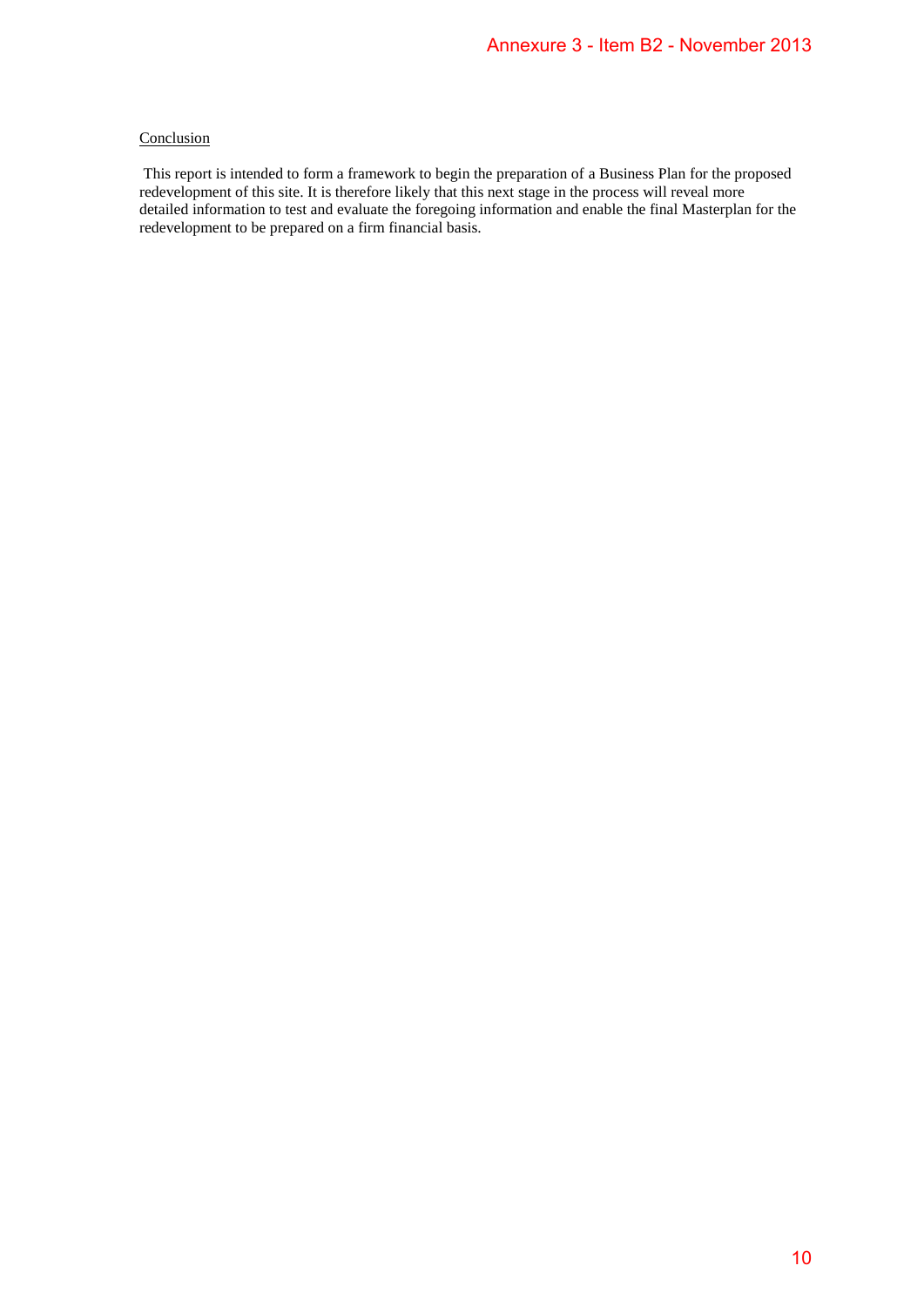Conclusion

This report is intended to form a framework to begin the preparation of a Business Plan for the proposed redevelopment of this site. It is therefore likely that this next stage in the process will reveal more detailed information to test and evaluate the foregoing information and enable the final Masterplan for the redevelopment to be prepared on a firm financial basis.